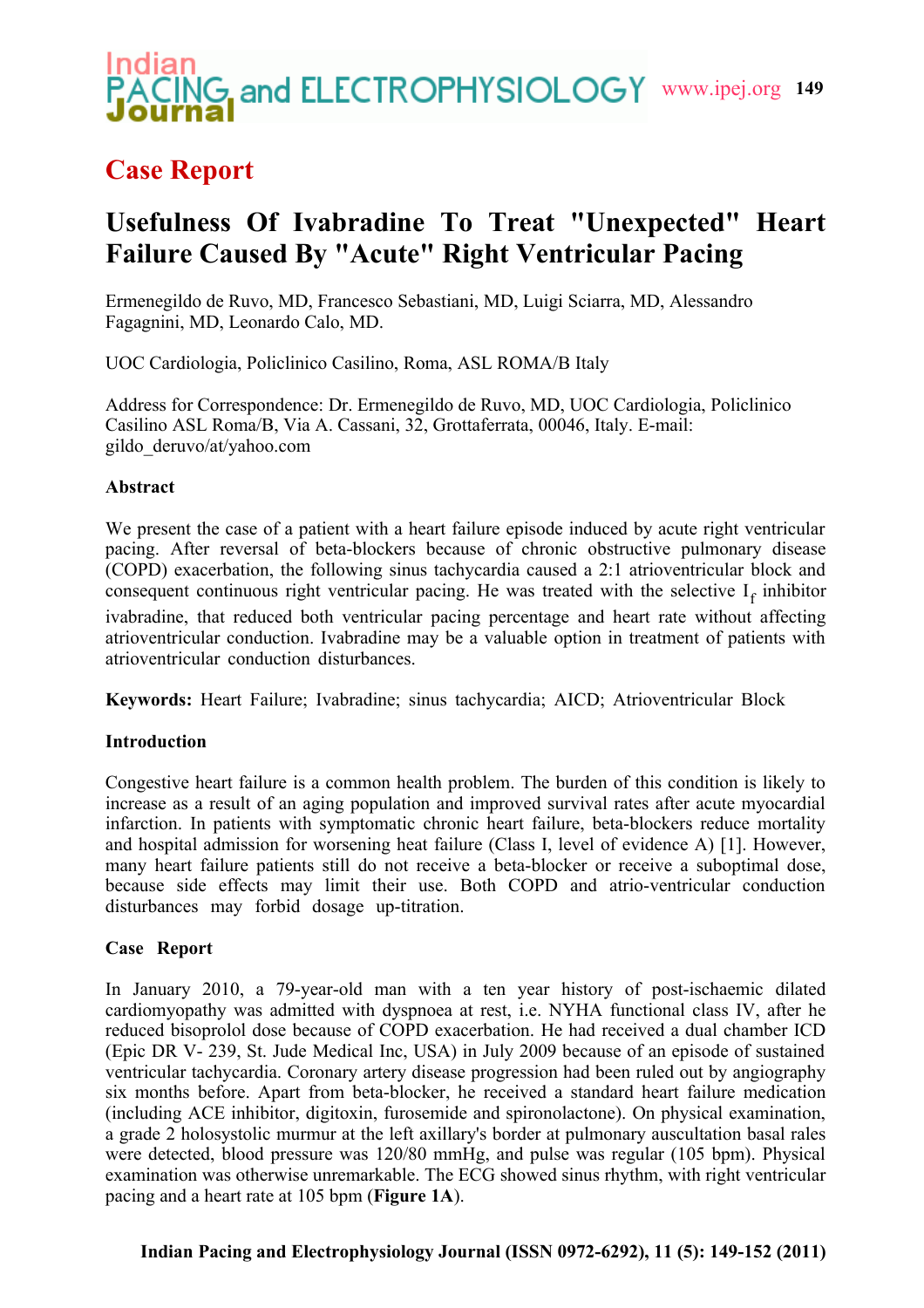## Case Report

# Usefulness Of Ivabradine To Treat "Unexpected" Heart Failure Caused By "Acute" Right Ventricular Pacing

Ermenegildo de Ruvo, MD, Francesco Sebastiani, MD, Luigi Sciarra, MD, Alessandro Fagagnini, MD, Leonardo Calo, MD.

UOC Cardiologia, Policlinico Casilino, Roma, ASL ROMA/B Italy

Address for Correspondence: Dr. Ermenegildo de Ruvo, MD, UOC Cardiologia, Policlinico Casilino ASL Roma/B, Via A. Cassani, 32, Grottaferrata, 00046, Italy. E-mail: gildo_deruvo/at/yahoo.com

### Abstract

We present the case of a patient with a heart failure episode induced by acute right ventricular pacing. After reversal of beta-blockers because of chronic obstructive pulmonary disease (COPD) exacerbation, the following sinus tachycardia caused a 2:1 atrioventricular block and consequent continuous right ventricular pacing. He was treated with the selective $I_f$ inhibitor ivabradine, that reduced both ventricular pacing percentage and heart rate without affecting atrioventricular conduction. Ivabradine may be a valuable option in treatment of patients with atrioventricular conduction disturbances.

**Keywords:** Heart Failure; Ivabradine; sinus tachycardia; AICD; Atrioventricular Block

### Introduction

Congestive heart failure is a common health problem. The burden of this condition is likely to increase as a result of an aging population and improved survival rates after acute myocardial infarction. In patients with symptomatic chronic heart failure, beta-blockers reduce mortality and hospital admission for worsening heat failure (Class I, level of evidence A) [1]. However, many heart failure patients still do not receive a beta-blocker or receive a suboptimal dose, because side effects may limit their use. Both COPD and atrio-ventricular conduction disturbances may forbid dosage up-titration.

### Case Report

In January 2010, a 79-year-old man with a ten year history of post-ischaemic dilated cardiomyopathy was admitted with dyspnoea at rest, i.e. NYHA functional class IV, after he reduced bisoprolol dose because of COPD exacerbation. He had received a dual chamber ICD (Epic DR V- 239, St. Jude Medical Inc, USA) in July 2009 because of an episode of sustained ventricular tachycardia. Coronary artery disease progression had been ruled out by angiography six months before. Apart from beta-blocker, he received a standard heart failure medication (including ACE inhibitor, digitoxin, furosemide and spironolactone). On physical examination, a grade 2 holosystolic murmur at the left axillary's border at pulmonary auscultation basal rales were detected, blood pressure was 120/80 mmHg, and pulse was regular (105 bpm). Physical examination was otherwise unremarkable. The ECG showed sinus rhythm, with right ventricular pacing and a heart rate at 105 bpm (**Figure 1A**).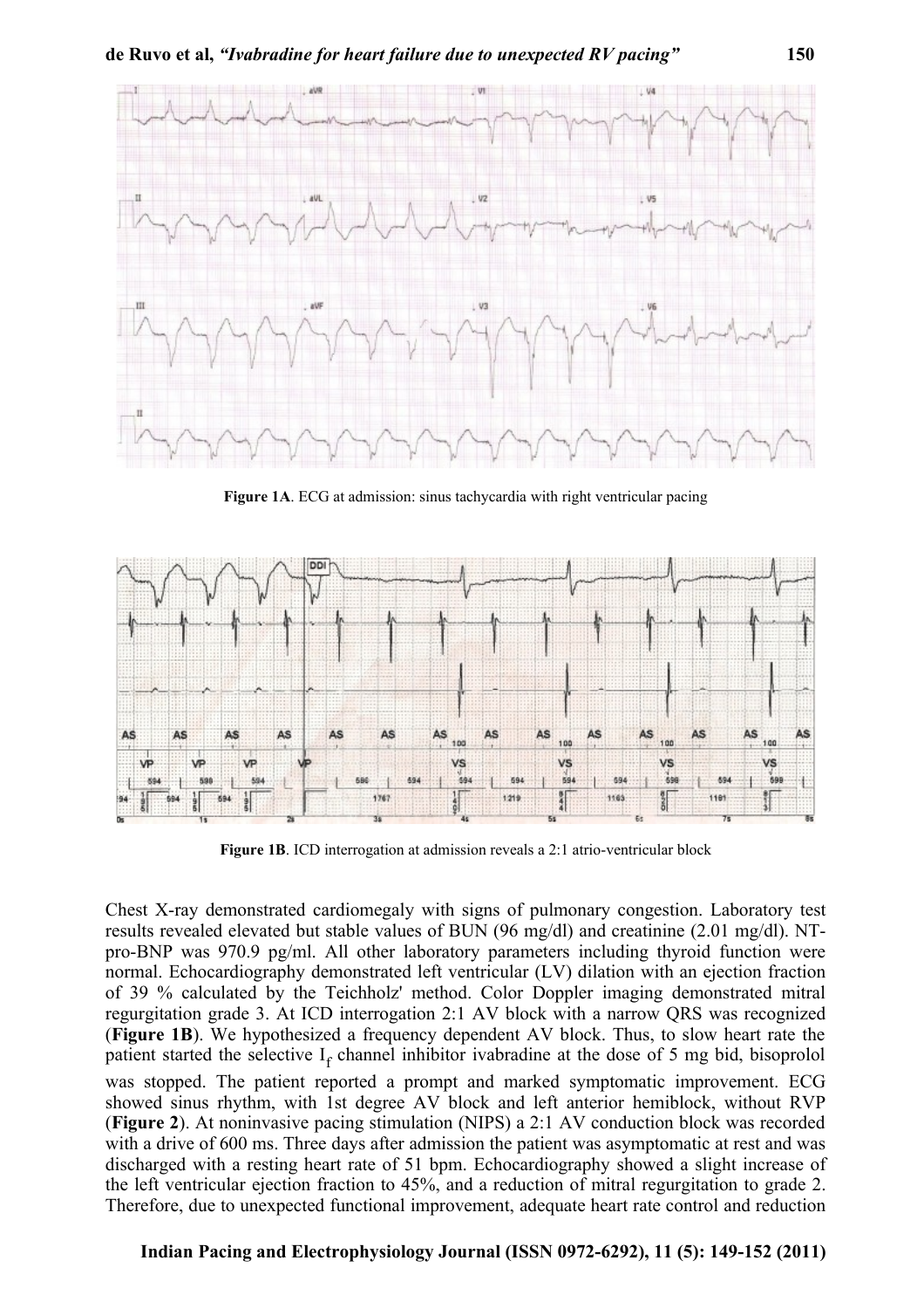Figure 1A. ECG at admission: sinus tachycardia with right ventricular pacing

Figure 1B. ICD interrogation at admission reveals a 2:1 atrio-ventricular block

Chest X-ray demonstrated cardiomegaly with signs of pulmonary congestion. Laboratory test results revealed elevated but stable values of BUN (96 mg/dl) and creatinine (2.01 mg/dl). NT-pro-BNP was 970.9 pg/ml. All other laboratory parameters including thyroid function were normal. Echocardiography demonstrated left ventricular (LV) dilation with an ejection fraction of 39 % calculated by the Teichholz' method. Color Doppler imaging demonstrated mitral regurgitation grade 3. At ICD interrogation 2:1 AV block with a narrow QRS was recognized (**Figure 1B**). We hypothesized a frequency dependent AV block. Thus, to slow heart rate the patient started the selective $I_f$ channel inhibitor ivabradine at the dose of 5 mg bid, bisoprolol was stopped. The patient reported a prompt and marked symptomatic improvement. ECG showed sinus rhythm, with 1st degree AV block and left anterior hemiblock, without RVP (**Figure 2**). At noninvasive pacing stimulation (NIPS) a 2:1 AV conduction block was recorded with a drive of 600 ms. Three days after admission the patient was asymptomatic at rest and was discharged with a resting heart rate of 51 bpm. Echocardiography showed a slight increase of the left ventricular ejection fraction to 45%, and a reduction of mitral regurgitation to grade 2. Therefore, due to unexpected functional improvement, adequate heart rate control and reduction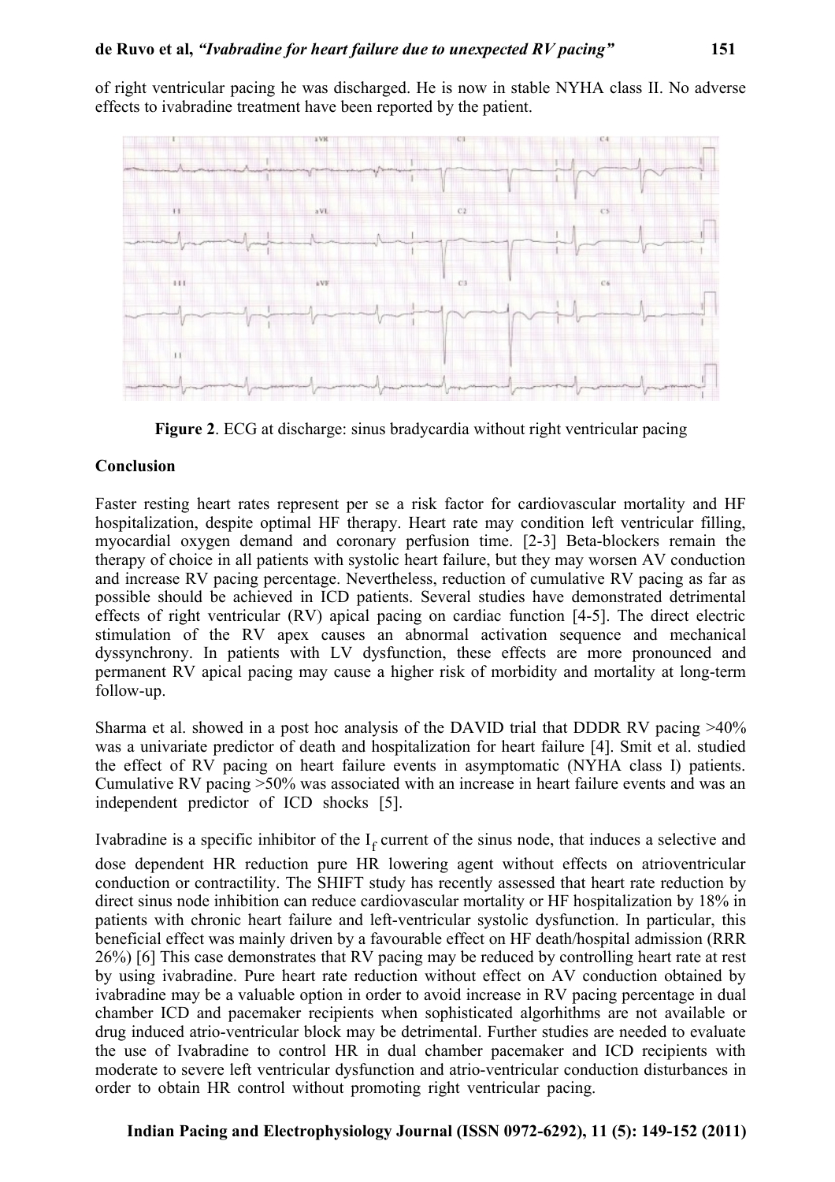of right ventricular pacing he was discharged. He is now in stable NYHA class II. No adverse effects to ivabradine treatment have been reported by the patient.

**Figure 2**. ECG at discharge: sinus bradycardia without right ventricular pacing

**Conclusion**

Faster resting heart rates represent per se a risk factor for cardiovascular mortality and HF hospitalization, despite optimal HF therapy. Heart rate may condition left ventricular filling, myocardial oxygen demand and coronary perfusion time. [2-3] Beta-blockers remain the therapy of choice in all patients with systolic heart failure, but they may worsen AV conduction and increase RV pacing percentage. Nevertheless, reduction of cumulative RV pacing as far as possible should be achieved in ICD patients. Several studies have demonstrated detrimental effects of right ventricular (RV) apical pacing on cardiac function [4-5]. The direct electric stimulation of the RV apex causes an abnormal activation sequence and mechanical dyssynchrony. In patients with LV dysfunction, these effects are more pronounced and permanent RV apical pacing may cause a higher risk of morbidity and mortality at long-term follow-up.

Sharma et al. showed in a post hoc analysis of the DAVID trial that DDDR RV pacing >40% was a univariate predictor of death and hospitalization for heart failure [4]. Smit et al. studied the effect of RV pacing on heart failure events in asymptomatic (NYHA class I) patients. Cumulative RV pacing >50% was associated with an increase in heart failure events and was an independent predictor of ICD shocks [5].

Ivabradine is a specific inhibitor of the $I_f$ current of the sinus node, that induces a selective and dose dependent HR reduction pure HR lowering agent without effects on atrioventricular conduction or contractility. The SHIFT study has recently assessed that heart rate reduction by direct sinus node inhibition can reduce cardiovascular mortality or HF hospitalization by 18% in patients with chronic heart failure and left-ventricular systolic dysfunction. In particular, this beneficial effect was mainly driven by a favourable effect on HF death/hospital admission (RRR 26%) [6] This case demonstrates that RV pacing may be reduced by controlling heart rate at rest by using ivabradine. Pure heart rate reduction without effect on AV conduction obtained by ivabradine may be a valuable option in order to avoid increase in RV pacing percentage in dual chamber ICD and pacemaker recipients when sophisticated algorhithms are not available or drug induced atrio-ventricular block may be detrimental. Further studies are needed to evaluate the use of Ivabradine to control HR in dual chamber pacemaker and ICD recipients with moderate to severe left ventricular dysfunction and atrio-ventricular conduction disturbances in order to obtain HR control without promoting right ventricular pacing.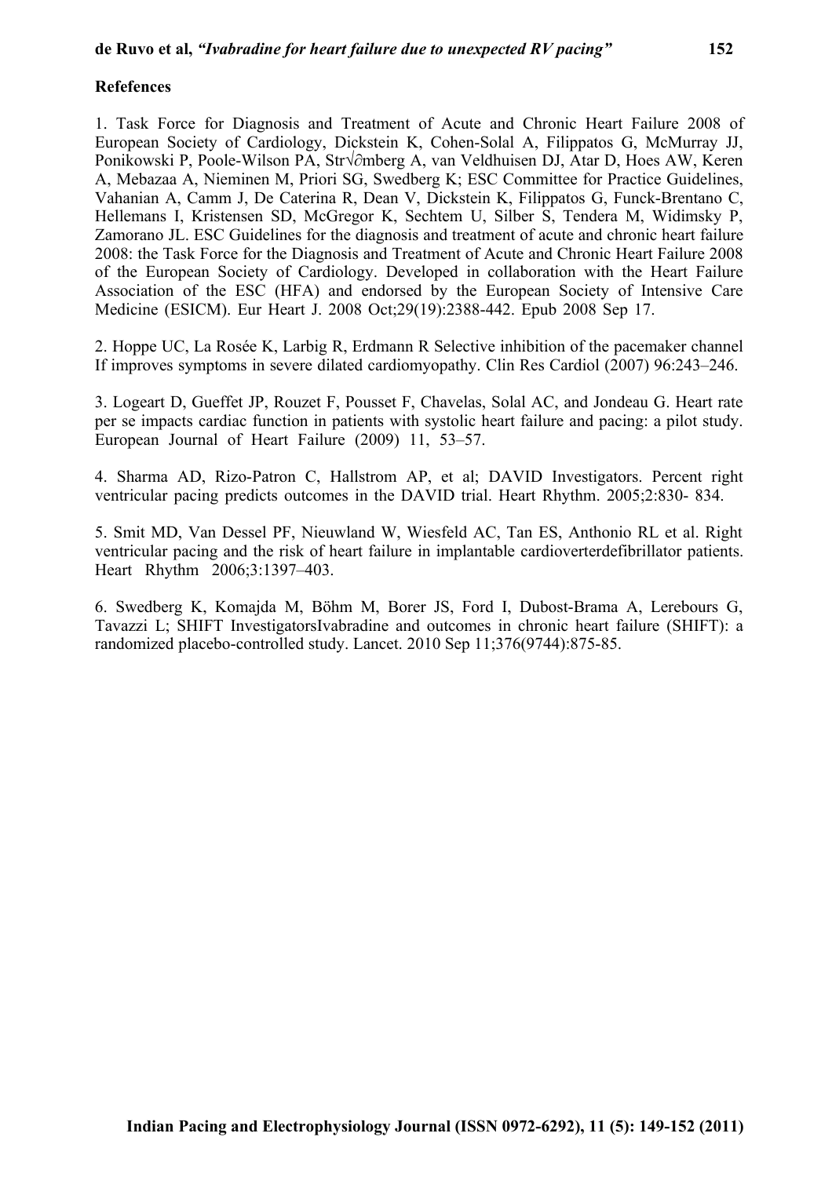**Refefences**

1. Task Force for Diagnosis and Treatment of Acute and Chronic Heart Failure 2008 of European Society of Cardiology, Dickstein K, Cohen-Solal A, Filippatos G, McMurray JJ, Ponikowski P, Poole-Wilson PA, Str√∂mberg A, van Veldhuisen DJ, Atar D, Hoes AW, Keren A, Mebazaa A, Nieminen M, Priori SG, Swedberg K; ESC Committee for Practice Guidelines, Vahanian A, Camm J, De Caterina R, Dean V, Dickstein K, Filippatos G, Funck-Brentano C, Hellemans I, Kristensen SD, McGregor K, Sechtem U, Silber S, Tendera M, Widimsky P, Zamorano JL. ESC Guidelines for the diagnosis and treatment of acute and chronic heart failure 2008: the Task Force for the Diagnosis and Treatment of Acute and Chronic Heart Failure 2008 of the European Society of Cardiology. Developed in collaboration with the Heart Failure Association of the ESC (HFA) and endorsed by the European Society of Intensive Care Medicine (ESICM). Eur Heart J. 2008 Oct;29(19):2388-442. Epub 2008 Sep 17.

2. Hoppe UC, La Rosée K, Larbig R, Erdmann R Selective inhibition of the pacemaker channel If improves symptoms in severe dilated cardiomyopathy. Clin Res Cardiol (2007) 96:243–246.

3. Logeart D, Gueffet JP, Rouzet F, Pousset F, Chavelas, Solal AC, and Jondeau G. Heart rate per se impacts cardiac function in patients with systolic heart failure and pacing: a pilot study. European Journal of Heart Failure (2009) 11, 53–57.

4. Sharma AD, Rizo-Patron C, Hallstrom AP, et al; DAVID Investigators. Percent right ventricular pacing predicts outcomes in the DAVID trial. Heart Rhythm. 2005;2:830- 834.

5. Smit MD, Van Dessel PF, Nieuwland W, Wiesfeld AC, Tan ES, Anthonio RL et al. Right ventricular pacing and the risk of heart failure in implantable cardioverterdefibrillator patients. Heart Rhythm 2006;3:1397–403.

6. Swedberg K, Komajda M, Böhm M, Borer JS, Ford I, Dubost-Brama A, Lerebours G, Tavazzi L; SHIFT InvestigatorsIvabradine and outcomes in chronic heart failure (SHIFT): a randomized placebo-controlled study. Lancet. 2010 Sep 11;376(9744):875-85.